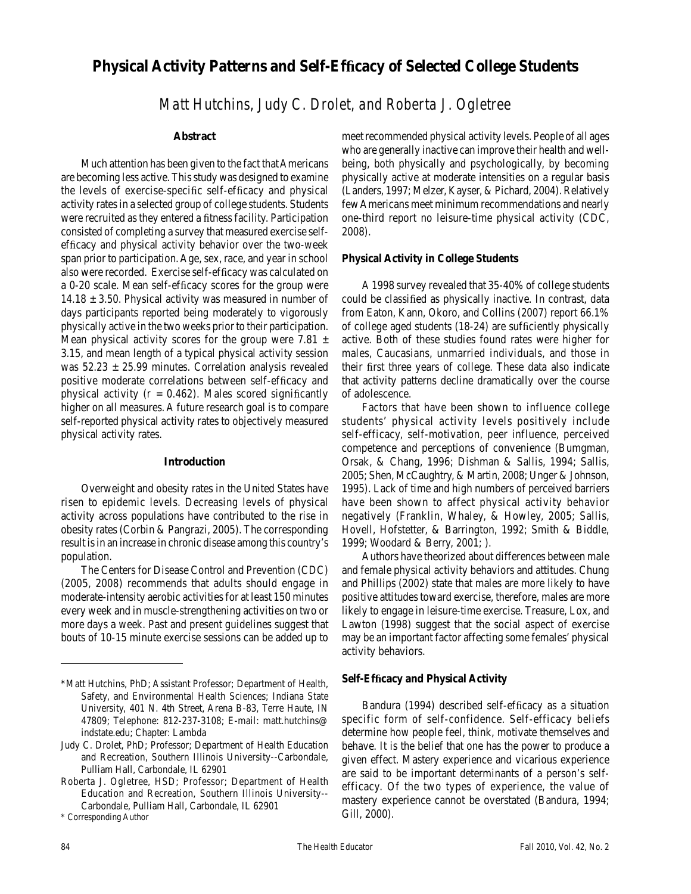# Physical Activity Patterns and Self-Efficacy of Selected College Students

*Matt Hutchins, Judy C. Drolet, and Roberta J. Ogletree*

## Abstract

Much attention has been given to the fact that Americans are becoming less active. This study was designed to examine the levels of exercise-specific self-efficacy and physical activity rates in a selected group of college students. Students were recruited as they entered a fitness facility. Participation consisted of completing a survey that measured exercise self-efficacy and physical activity behavior over the two-week span prior to participation. Age, sex, race, and year in school also were recorded. Exercise self-efficacy was calculated on a 0-20 scale. Mean self-efficacy scores for the group were $14.18 \pm 3.50$. Physical activity was measured in number of days participants reported being moderately to vigorously physically active in the two weeks prior to their participation. Mean physical activity scores for the group were $7.81 \pm 3.15$, and mean length of a typical physical activity session was $52.23 \pm 25.99$ minutes. Correlation analysis revealed positive moderate correlations between self-efficacy and physical activity ($r = 0.462$). Males scored significantly higher on all measures. A future research goal is to compare self-reported physical activity rates to objectively measured physical activity rates.

## Introduction

Overweight and obesity rates in the United States have risen to epidemic levels. Decreasing levels of physical activity across populations have contributed to the rise in obesity rates (Corbin & Pangrazi, 2005). The corresponding result is in an increase in chronic disease among this country's population.

The Centers for Disease Control and Prevention (CDC) (2005, 2008) recommends that adults should engage in moderate-intensity aerobic activities for at least 150 minutes every week and in muscle-strengthening activities on two or more days a week. Past and present guidelines suggest that bouts of 10-15 minute exercise sessions can be added up to meet recommended physical activity levels. People of all ages who are generally inactive can improve their health and well-being, both physically and psychologically, by becoming physically active at moderate intensities on a regular basis (Landers, 1997; Melzer, Kayser, & Pichard, 2004). Relatively few Americans meet minimum recommendations and nearly one-third report no leisure-time physical activity (CDC, 2008).

### Physical Activity in College Students

A 1998 survey revealed that 35-40% of college students could be classified as physically inactive. In contrast, data from Eaton, Kann, Okoro, and Collins (2007) report 66.1% of college aged students (18-24) are sufficiently physically active. Both of these studies found rates were higher for males, Caucasians, unmarried individuals, and those in their first three years of college. These data also indicate that activity patterns decline dramatically over the course of adolescence.

Factors that have been shown to influence college students' physical activity levels positively include self-efficacy, self-motivation, peer influence, perceived competence and perceptions of convenience (Bumgman, Orsak, & Chang, 1996; Dishman & Sallis, 1994; Sallis, 2005; Shen, McCaughtry, & Martin, 2008; Unger & Johnson, 1995). Lack of time and high numbers of perceived barriers have been shown to affect physical activity behavior negatively (Franklin, Whaley, & Howley, 2005; Sallis, Hovell, Hofstetter, & Barrington, 1992; Smith & Biddle, 1999; Woodard & Berry, 2001; ).

Authors have theorized about differences between male and female physical activity behaviors and attitudes. Chung and Phillips (2002) state that males are more likely to have positive attitudes toward exercise, therefore, males are more likely to engage in leisure-time exercise. Treasure, Lox, and Lawton (1998) suggest that the social aspect of exercise may be an important factor affecting some females' physical activity behaviors.

### Self-Efficacy and Physical Activity

Bandura (1994) described self-efficacy as a situation specific form of self-confidence. Self-efficacy beliefs determine how people feel, think, motivate themselves and behave. It is the belief that one has the power to produce a given effect. Mastery experience and vicarious experience are said to be important determinants of a person's self-efficacy. Of the two types of experience, the value of mastery experience cannot be overstated (Bandura, 1994; Gill, 2000).

---

*Matt Hutchins, PhD; Assistant Professor; Department of Health, Safety, and Environmental Health Sciences; Indiana State University, 401 N. 4th Street, Arena B-83, Terre Haute, IN 47809; Telephone: 812-237-3108; E-mail: matt.hutchins@indstate.edu; Chapter: Lambda

Judy C. Drolet, PhD; Professor; Department of Health Education and Recreation, Southern Illinois University--Carbondale, Pulliam Hall, Carbondale, IL 62901

Roberta J. Ogletree, HSD; Professor; Department of Health Education and Recreation, Southern Illinois University--Carbondale, Pulliam Hall, Carbondale, IL 62901

* Corresponding Author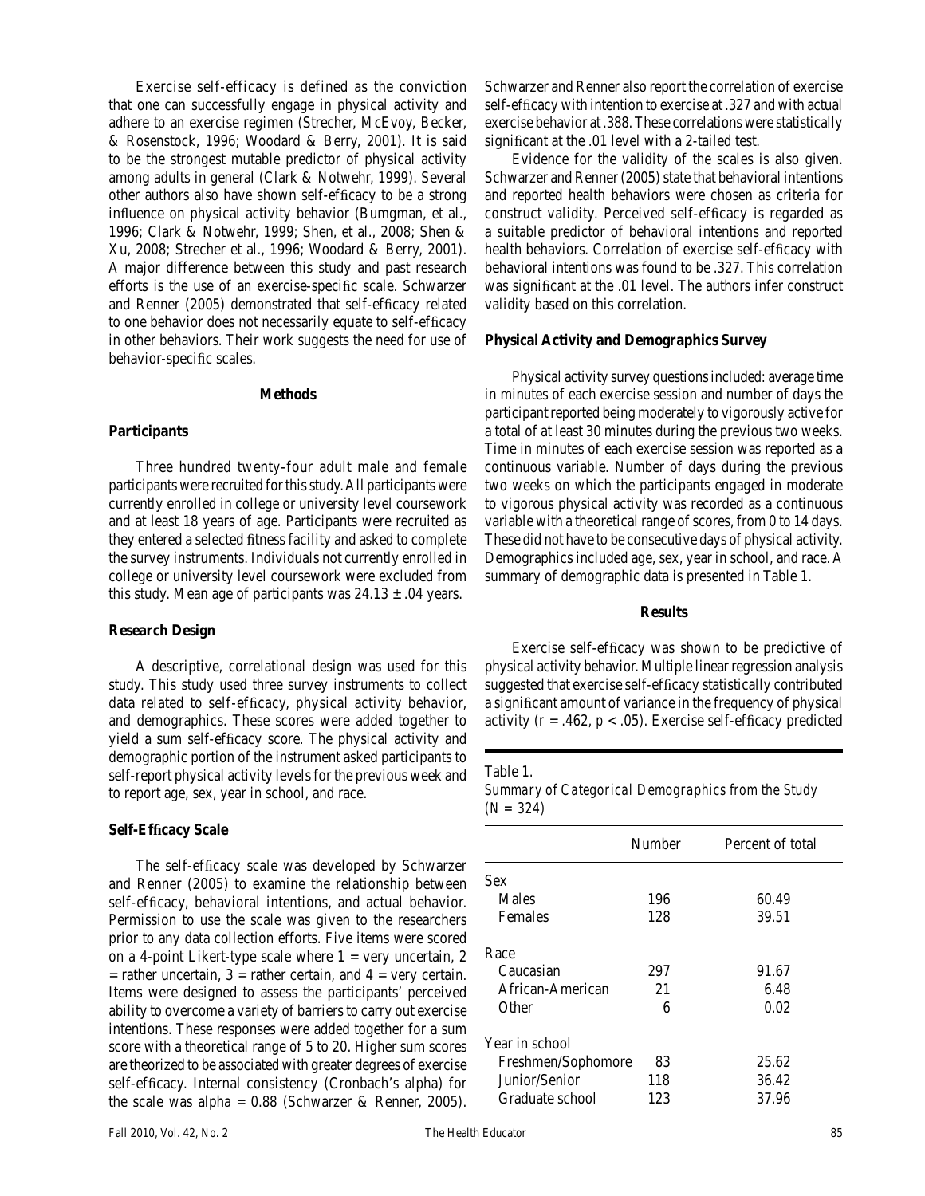Exercise self-efficacy is defined as the conviction that one can successfully engage in physical activity and adhere to an exercise regimen (Strecher, McEvoy, Becker, & Rosenstock, 1996; Woodard & Berry, 2001). It is said to be the strongest mutable predictor of physical activity among adults in general (Clark & Notwehr, 1999). Several other authors also have shown self-efficacy to be a strong influence on physical activity behavior (Bumgman, et al., 1996; Clark & Notwehr, 1999; Shen, et al., 2008; Shen & Xu, 2008; Strecher et al., 1996; Woodard & Berry, 2001). A major difference between this study and past research efforts is the use of an exercise-specific scale. Schwarzer and Renner (2005) demonstrated that self-efficacy related to one behavior does not necessarily equate to self-efficacy in other behaviors. Their work suggests the need for use of behavior-specific scales.

## Methods

### Participants

Three hundred twenty-four adult male and female participants were recruited for this study. All participants were currently enrolled in college or university level coursework and at least 18 years of age. Participants were recruited as they entered a selected fitness facility and asked to complete the survey instruments. Individuals not currently enrolled in college or university level coursework were excluded from this study. Mean age of participants was $24.13 \pm .04$ years.

### Research Design

A descriptive, correlational design was used for this study. This study used three survey instruments to collect data related to self-efficacy, physical activity behavior, and demographics. These scores were added together to yield a sum self-efficacy score. The physical activity and demographic portion of the instrument asked participants to self-report physical activity levels for the previous week and to report age, sex, year in school, and race.

### Self-Efficacy Scale

The self-efficacy scale was developed by Schwarzer and Renner (2005) to examine the relationship between self-efficacy, behavioral intentions, and actual behavior. Permission to use the scale was given to the researchers prior to any data collection efforts. Five items were scored on a 4-point Likert-type scale where 1 = very uncertain, 2 = rather uncertain, 3 = rather certain, and 4 = very certain. Items were designed to assess the participants' perceived ability to overcome a variety of barriers to carry out exercise intentions. These responses were added together for a sum score with a theoretical range of 5 to 20. Higher sum scores are theorized to be associated with greater degrees of exercise self-efficacy. Internal consistency (Cronbach's alpha) for the scale was alpha = 0.88 (Schwarzer & Renner, 2005). Schwarzer and Renner also report the correlation of exercise self-efficacy with intention to exercise at .327 and with actual exercise behavior at .388. These correlations were statistically significant at the .01 level with a 2-tailed test.

Evidence for the validity of the scales is also given. Schwarzer and Renner (2005) state that behavioral intentions and reported health behaviors were chosen as criteria for construct validity. Perceived self-efficacy is regarded as a suitable predictor of behavioral intentions and reported health behaviors. Correlation of exercise self-efficacy with behavioral intentions was found to be .327. This correlation was significant at the .01 level. The authors infer construct validity based on this correlation.

### Physical Activity and Demographics Survey

Physical activity survey questions included: average time in minutes of each exercise session and number of days the participant reported being moderately to vigorously active for a total of at least 30 minutes during the previous two weeks. Time in minutes of each exercise session was reported as a continuous variable. Number of days during the previous two weeks on which the participants engaged in moderate to vigorous physical activity was recorded as a continuous variable with a theoretical range of scores, from 0 to 14 days. These did not have to be consecutive days of physical activity. Demographics included age, sex, year in school, and race. A summary of demographic data is presented in Table 1.

## Results

Exercise self-efficacy was shown to be predictive of physical activity behavior. Multiple linear regression analysis suggested that exercise self-efficacy statistically contributed a significant amount of variance in the frequency of physical activity ($r = .462$, $p < .05$). Exercise self-efficacy predicted

Table 1.
*Summary of Categorical Demographics from the Study (N = 324)*

| | Number | Percent of total |
|---|---|---|
| Sex | | |
| Males | 196 | 60.49 |
| Females | 128 | 39.51 |
| Race | | |
| Caucasian | 297 | 91.67 |
| African-American | 21 | 6.48 |
| Other | 6 | 0.02 |
| Year in school | | |
| Freshmen/Sophomore | 83 | 25.62 |
| Junior/Senior | 118 | 36.42 |
| Graduate school | 123 | 37.96 |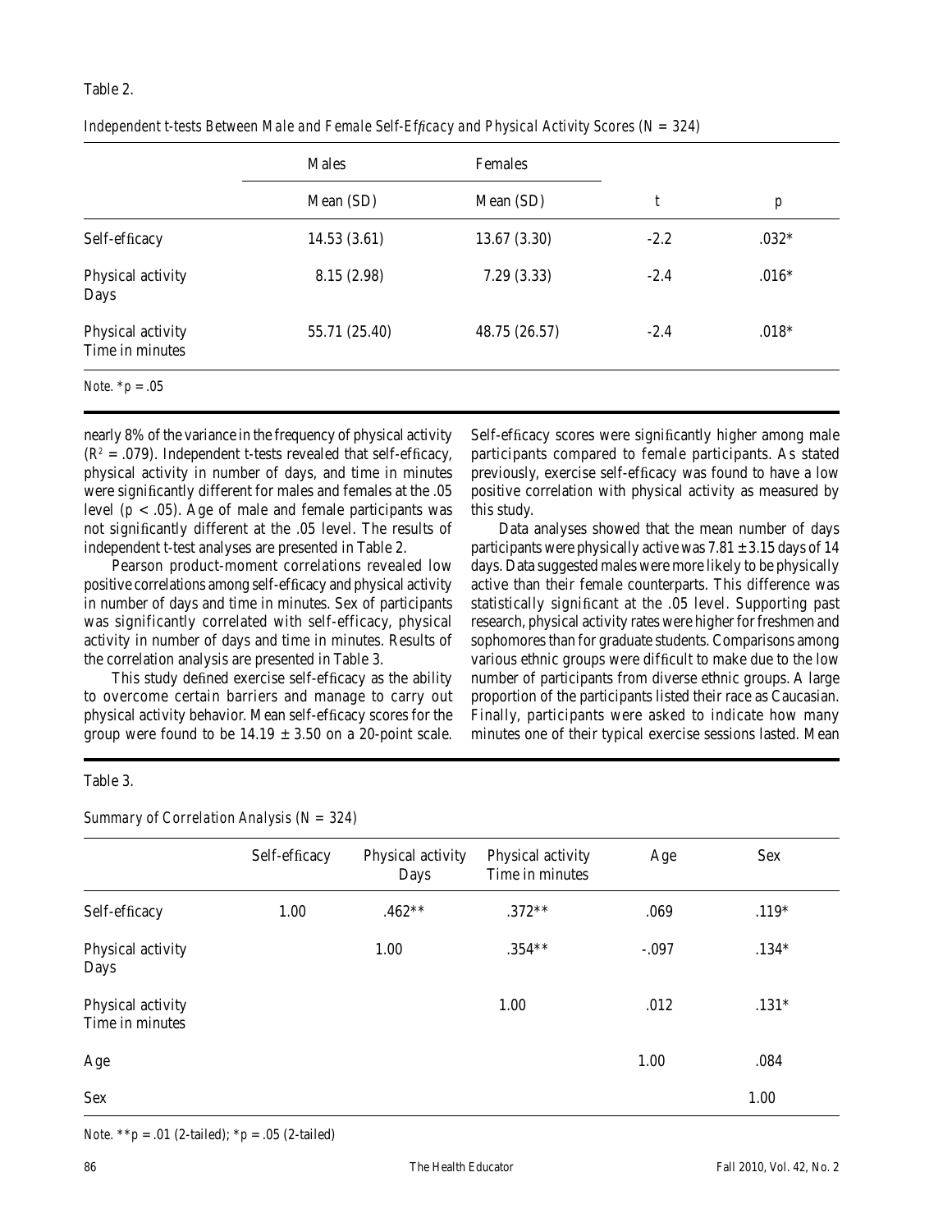Table 2.

*Independent t-tests Between Male and Female Self-Efficacy and Physical Activity Scores (N = 324)*

| | Males | Females | | |
|---|---|---|---|---|
| | Mean (SD) | Mean (SD) | t | p |
| Self-efficacy | 14.53 (3.61) | 13.67 (3.30) | -2.2 | .032* |
| Physical activity Days | 8.15 (2.98) | 7.29 (3.33) | -2.4 | .016* |
| Physical activity Time in minutes | 55.71 (25.40) | 48.75 (26.57) | -2.4 | .018* |

*Note.* *p = .05

nearly 8% of the variance in the frequency of physical activity ($R^2 = .079$). Independent t-tests revealed that self-efficacy, physical activity in number of days, and time in minutes were significantly different for males and females at the .05 level ($p < .05$). Age of male and female participants was not significantly different at the .05 level. The results of independent t-test analyses are presented in Table 2.

Pearson product-moment correlations revealed low positive correlations among self-efficacy and physical activity in number of days and time in minutes. Sex of participants was significantly correlated with self-efficacy, physical activity in number of days and time in minutes. Results of the correlation analysis are presented in Table 3.

This study defined exercise self-efficacy as the ability to overcome certain barriers and manage to carry out physical activity behavior. Mean self-efficacy scores for the group were found to be $14.19 \pm 3.50$ on a 20-point scale. Self-efficacy scores were significantly higher among male participants compared to female participants. As stated previously, exercise self-efficacy was found to have a low positive correlation with physical activity as measured by this study.

Data analyses showed that the mean number of days participants were physically active was $7.81 \pm 3.15$ days of 14 days. Data suggested males were more likely to be physically active than their female counterparts. This difference was statistically significant at the .05 level. Supporting past research, physical activity rates were higher for freshmen and sophomores than for graduate students. Comparisons among various ethnic groups were difficult to make due to the low number of participants from diverse ethnic groups. A large proportion of the participants listed their race as Caucasian. Finally, participants were asked to indicate how many minutes one of their typical exercise sessions lasted. Mean

Table 3.

*Summary of Correlation Analysis (N = 324)*

| | Self-efficacy | Physical activity Days | Physical activity Time in minutes | Age | Sex |
|---|---|---|---|---|---|
| Self-efficacy | 1.00 | .462** | .372** | .069 | .119* |
| Physical activity Days | | 1.00 | .354** | -.097 | .134* |
| Physical activity Time in minutes | | | 1.00 | .012 | .131* |
| Age | | | | 1.00 | .084 |
| Sex | | | | | 1.00 |

*Note.* **p = .01 (2-tailed); *p = .05 (2-tailed)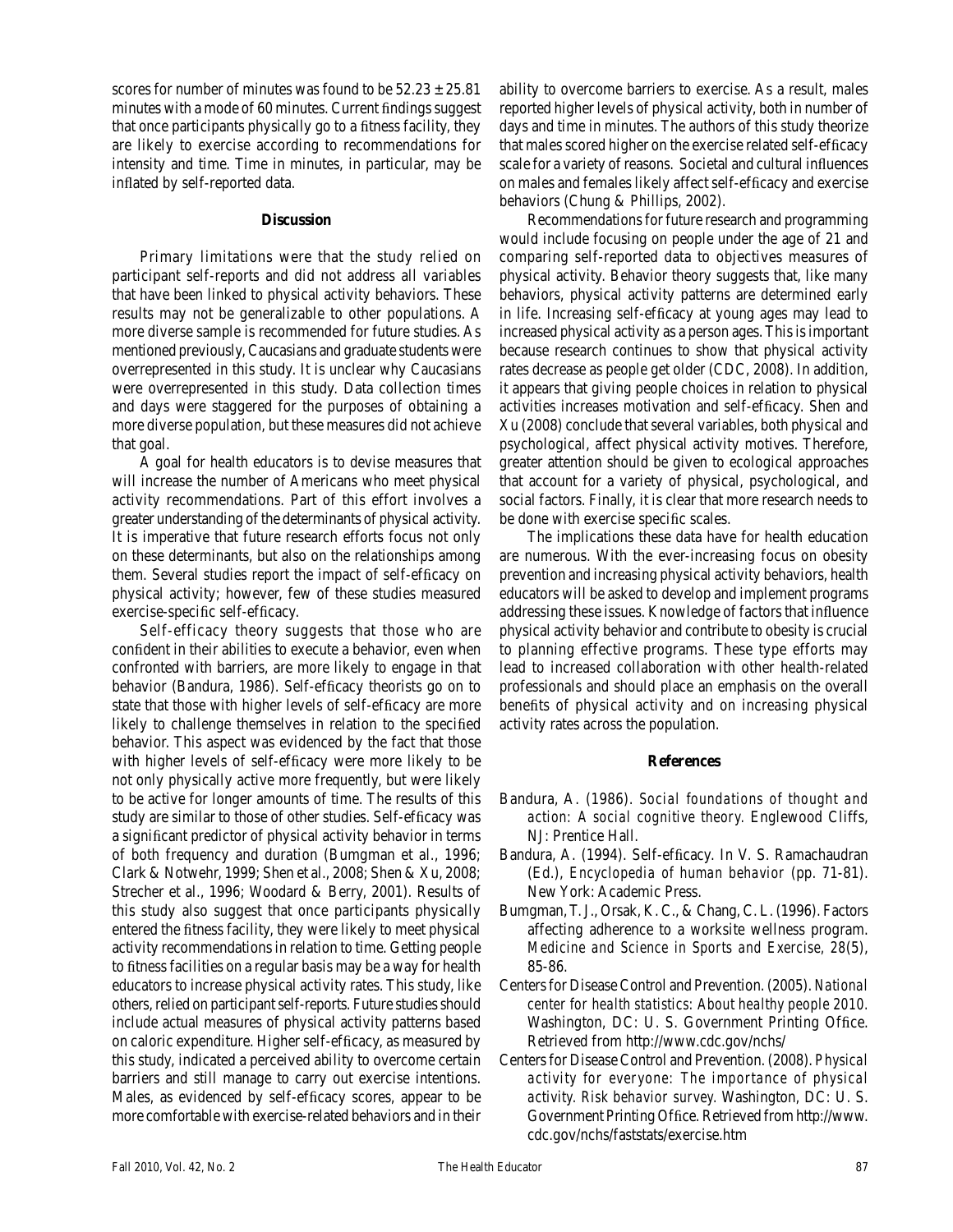scores for number of minutes was found to be 52.23 ± 25.81 minutes with a mode of 60 minutes. Current findings suggest that once participants physically go to a fitness facility, they are likely to exercise according to recommendations for intensity and time. Time in minutes, in particular, may be inflated by self-reported data.

## Discussion

Primary limitations were that the study relied on participant self-reports and did not address all variables that have been linked to physical activity behaviors. These results may not be generalizable to other populations. A more diverse sample is recommended for future studies. As mentioned previously, Caucasians and graduate students were overrepresented in this study. It is unclear why Caucasians were overrepresented in this study. Data collection times and days were staggered for the purposes of obtaining a more diverse population, but these measures did not achieve that goal.

A goal for health educators is to devise measures that will increase the number of Americans who meet physical activity recommendations. Part of this effort involves a greater understanding of the determinants of physical activity. It is imperative that future research efforts focus not only on these determinants, but also on the relationships among them. Several studies report the impact of self-efficacy on physical activity; however, few of these studies measured exercise-specific self-efficacy.

Self-efficacy theory suggests that those who are confident in their abilities to execute a behavior, even when confronted with barriers, are more likely to engage in that behavior (Bandura, 1986). Self-efficacy theorists go on to state that those with higher levels of self-efficacy are more likely to challenge themselves in relation to the specified behavior. This aspect was evidenced by the fact that those with higher levels of self-efficacy were more likely to be not only physically active more frequently, but were likely to be active for longer amounts of time. The results of this study are similar to those of other studies. Self-efficacy was a significant predictor of physical activity behavior in terms of both frequency and duration (Bumgman et al., 1996; Clark & Notwehr, 1999; Shen et al., 2008; Shen & Xu, 2008; Strecher et al., 1996; Woodard & Berry, 2001). Results of this study also suggest that once participants physically entered the fitness facility, they were likely to meet physical activity recommendations in relation to time. Getting people to fitness facilities on a regular basis may be a way for health educators to increase physical activity rates. This study, like others, relied on participant self-reports. Future studies should include actual measures of physical activity patterns based on caloric expenditure. Higher self-efficacy, as measured by this study, indicated a perceived ability to overcome certain barriers and still manage to carry out exercise intentions. Males, as evidenced by self-efficacy scores, appear to be more comfortable with exercise-related behaviors and in their ability to overcome barriers to exercise. As a result, males reported higher levels of physical activity, both in number of days and time in minutes. The authors of this study theorize that males scored higher on the exercise related self-efficacy scale for a variety of reasons. Societal and cultural influences on males and females likely affect self-efficacy and exercise behaviors (Chung & Phillips, 2002).

Recommendations for future research and programming would include focusing on people under the age of 21 and comparing self-reported data to objectives measures of physical activity. Behavior theory suggests that, like many behaviors, physical activity patterns are determined early in life. Increasing self-efficacy at young ages may lead to increased physical activity as a person ages. This is important because research continues to show that physical activity rates decrease as people get older (CDC, 2008). In addition, it appears that giving people choices in relation to physical activities increases motivation and self-efficacy. Shen and Xu (2008) conclude that several variables, both physical and psychological, affect physical activity motives. Therefore, greater attention should be given to ecological approaches that account for a variety of physical, psychological, and social factors. Finally, it is clear that more research needs to be done with exercise specific scales.

The implications these data have for health education are numerous. With the ever-increasing focus on obesity prevention and increasing physical activity behaviors, health educators will be asked to develop and implement programs addressing these issues. Knowledge of factors that influence physical activity behavior and contribute to obesity is crucial to planning effective programs. These type efforts may lead to increased collaboration with other health-related professionals and should place an emphasis on the overall benefits of physical activity and on increasing physical activity rates across the population.

## References

Bandura, A. (1986). *Social foundations of thought and action: A social cognitive theory.* Englewood Cliffs, NJ: Prentice Hall.

Bandura, A. (1994). Self-efficacy. In V. S. Ramachaudran (Ed.), *Encyclopedia of human behavior* (pp. 71-81). New York: Academic Press.

Bumgman, T. J., Orsak, K. C., & Chang, C. L. (1996). Factors affecting adherence to a worksite wellness program. *Medicine and Science in Sports and Exercise, 28*(5), 85-86.

Centers for Disease Control and Prevention. (2005). *National center for health statistics: About healthy people 2010.* Washington, DC: U. S. Government Printing Office. Retrieved from http://www.cdc.gov/nchs/

Centers for Disease Control and Prevention. (2008). *Physical activity for everyone: The importance of physical activity. Risk behavior survey.* Washington, DC: U. S. Government Printing Office. Retrieved from http://www.cdc.gov/nchs/faststats/exercise.htm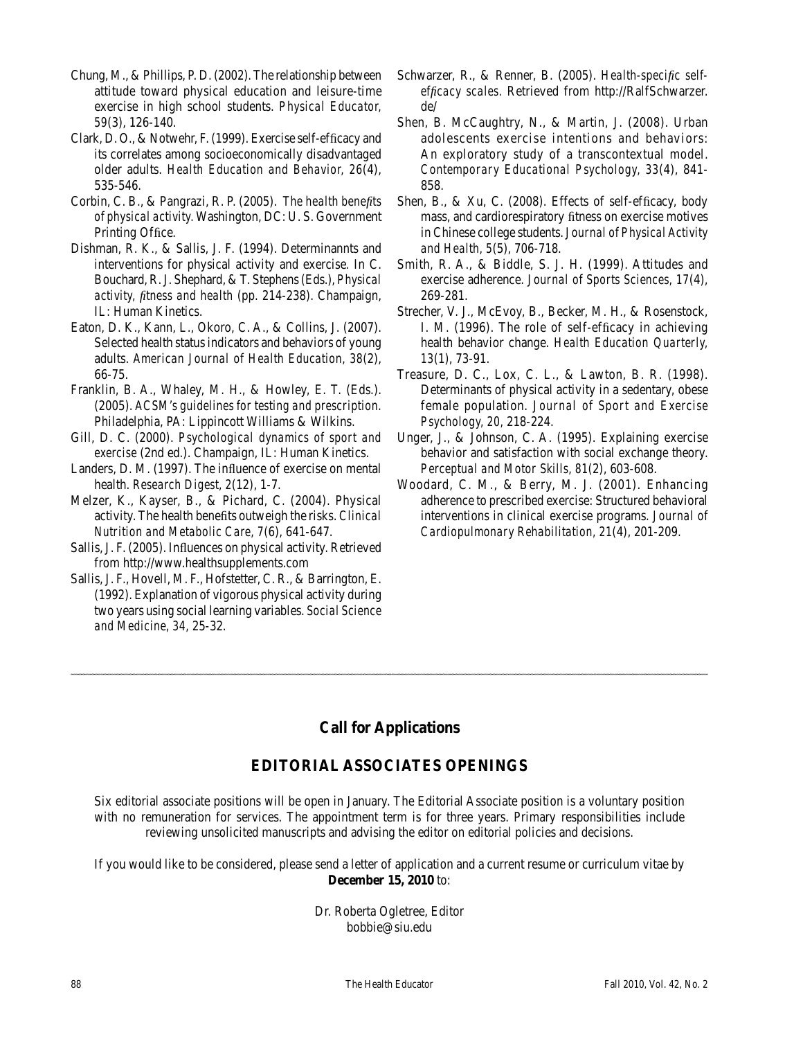Chung, M., & Phillips, P. D. (2002). The relationship between attitude toward physical education and leisure-time exercise in high school students. *Physical Educator, 59*(3), 126-140.

Clark, D. O., & Notwehr, F. (1999). Exercise self-efficacy and its correlates among socioeconomically disadvantaged older adults. *Health Education and Behavior, 26*(4), 535-546.

Corbin, C. B., & Pangrazi, R. P. (2005). *The health benefits of physical activity.* Washington, DC: U. S. Government Printing Office.

Dishman, R. K., & Sallis, J. F. (1994). Determinannts and interventions for physical activity and exercise. In C. Bouchard, R. J. Shephard, & T. Stephens (Eds.), *Physical activity, fitness and health* (pp. 214-238). Champaign, IL: Human Kinetics.

Eaton, D. K., Kann, L., Okoro, C. A., & Collins, J. (2007). Selected health status indicators and behaviors of young adults. *American Journal of Health Education, 38*(2), 66-75.

Franklin, B. A., Whaley, M. H., & Howley, E. T. (Eds.). (2005). *ACSM's guidelines for testing and prescription.* Philadelphia, PA: Lippincott Williams & Wilkins.

Gill, D. C. (2000). *Psychological dynamics of sport and exercise* (2nd ed.). Champaign, IL: Human Kinetics.

Landers, D. M. (1997). The influence of exercise on mental health. *Research Digest, 2*(12), 1-7.

Melzer, K., Kayser, B., & Pichard, C. (2004). Physical activity. The health benefits outweigh the risks. *Clinical Nutrition and Metabolic Care, 7*(6), 641-647.

Sallis, J. F. (2005). Influences on physical activity. Retrieved from http://www.healthsupplements.com

Sallis, J. F., Hovell, M. F., Hofstetter, C. R., & Barrington, E. (1992). Explanation of vigorous physical activity during two years using social learning variables. *Social Science and Medicine, 34*, 25-32.

Schwarzer, R., & Renner, B. (2005). *Health-specific self-efficacy scales.* Retrieved from http://RalfSchwarzer.de/

Shen, B. McCaughtry, N., & Martin, J. (2008). Urban adolescents exercise intentions and behaviors: An exploratory study of a transcontextual model. *Contemporary Educational Psychology, 33*(4), 841-858.

Shen, B., & Xu, C. (2008). Effects of self-efficacy, body mass, and cardiorespiratory fitness on exercise motives in Chinese college students. *Journal of Physical Activity and Health, 5*(5), 706-718.

Smith, R. A., & Biddle, S. J. H. (1999). Attitudes and exercise adherence. *Journal of Sports Sciences, 17*(4), 269-281.

Strecher, V. J., McEvoy, B., Becker, M. H., & Rosenstock, I. M. (1996). The role of self-efficacy in achieving health behavior change. *Health Education Quarterly, 13*(1), 73-91.

Treasure, D. C., Lox, C. L., & Lawton, B. R. (1998). Determinants of physical activity in a sedentary, obese female population. *Journal of Sport and Exercise Psychology, 20*, 218-224.

Unger, J., & Johnson, C. A. (1995). Explaining exercise behavior and satisfaction with social exchange theory. *Perceptual and Motor Skills, 81*(2), 603-608.

Woodard, C. M., & Berry, M. J. (2001). Enhancing adherence to prescribed exercise: Structured behavioral interventions in clinical exercise programs. *Journal of Cardiopulmonary Rehabilitation, 21*(4), 201-209.

---

## Call for Applications

## EDITORIAL ASSOCIATES OPENINGS

Six editorial associate positions will be open in January. The Editorial Associate position is a voluntary position with no remuneration for services. The appointment term is for three years. Primary responsibilities include reviewing unsolicited manuscripts and advising the editor on editorial policies and decisions.

If you would like to be considered, please send a letter of application and a current resume or curriculum vitae by **December 15, 2010** to:

Dr. Roberta Ogletree, Editor
bobbie@siu.edu